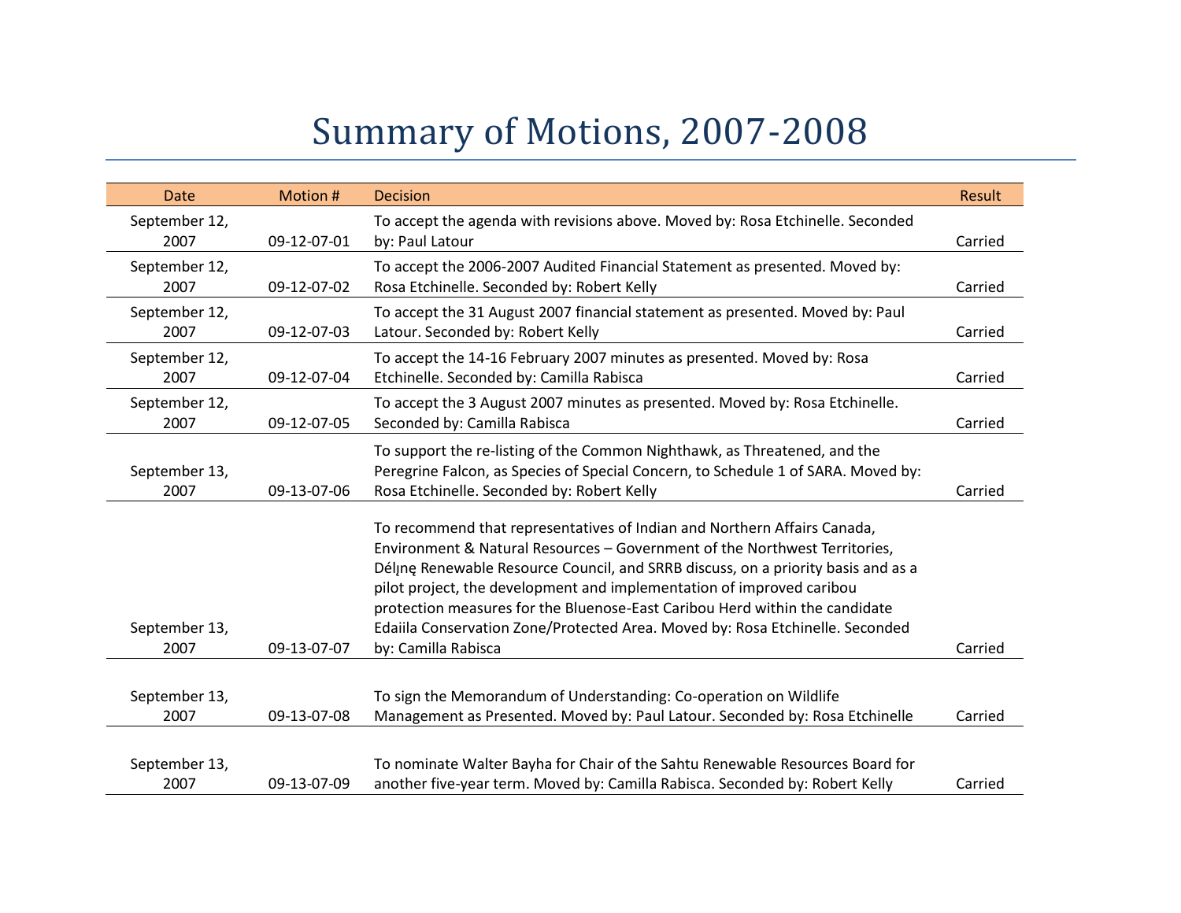# Summary of Motions, 2007-2008

| Date | Motion # | Decision | Result |
|---|---|---|---|
| September 12, 2007 | 09-12-07-01 | To accept the agenda with revisions above. Moved by: Rosa Etchinelle. Seconded by: Paul Latour | Carried |
| September 12, 2007 | 09-12-07-02 | To accept the 2006-2007 Audited Financial Statement as presented. Moved by: Rosa Etchinelle. Seconded by: Robert Kelly | Carried |
| September 12, 2007 | 09-12-07-03 | To accept the 31 August 2007 financial statement as presented. Moved by: Paul Latour. Seconded by: Robert Kelly | Carried |
| September 12, 2007 | 09-12-07-04 | To accept the 14-16 February 2007 minutes as presented. Moved by: Rosa Etchinelle. Seconded by: Camilla Rabisca | Carried |
| September 12, 2007 | 09-12-07-05 | To accept the 3 August 2007 minutes as presented. Moved by: Rosa Etchinelle. Seconded by: Camilla Rabisca | Carried |
| September 13, 2007 | 09-13-07-06 | To support the re-listing of the Common Nighthawk, as Threatened, and the Peregrine Falcon, as Species of Special Concern, to Schedule 1 of SARA. Moved by: Rosa Etchinelle. Seconded by: Robert Kelly | Carried |
| September 13, 2007 | 09-13-07-07 | To recommend that representatives of Indian and Northern Affairs Canada, Environment & Natural Resources – Government of the Northwest Territories, Délįnę Renewable Resource Council, and SRRB discuss, on a priority basis and as a pilot project, the development and implementation of improved caribou protection measures for the Bluenose-East Caribou Herd within the candidate Edaiila Conservation Zone/Protected Area. Moved by: Rosa Etchinelle. Seconded by: Camilla Rabisca | Carried |
| September 13, 2007 | 09-13-07-08 | To sign the Memorandum of Understanding: Co-operation on Wildlife Management as Presented. Moved by: Paul Latour. Seconded by: Rosa Etchinelle | Carried |
| September 13, 2007 | 09-13-07-09 | To nominate Walter Bayha for Chair of the Sahtu Renewable Resources Board for another five-year term. Moved by: Camilla Rabisca. Seconded by: Robert Kelly | Carried |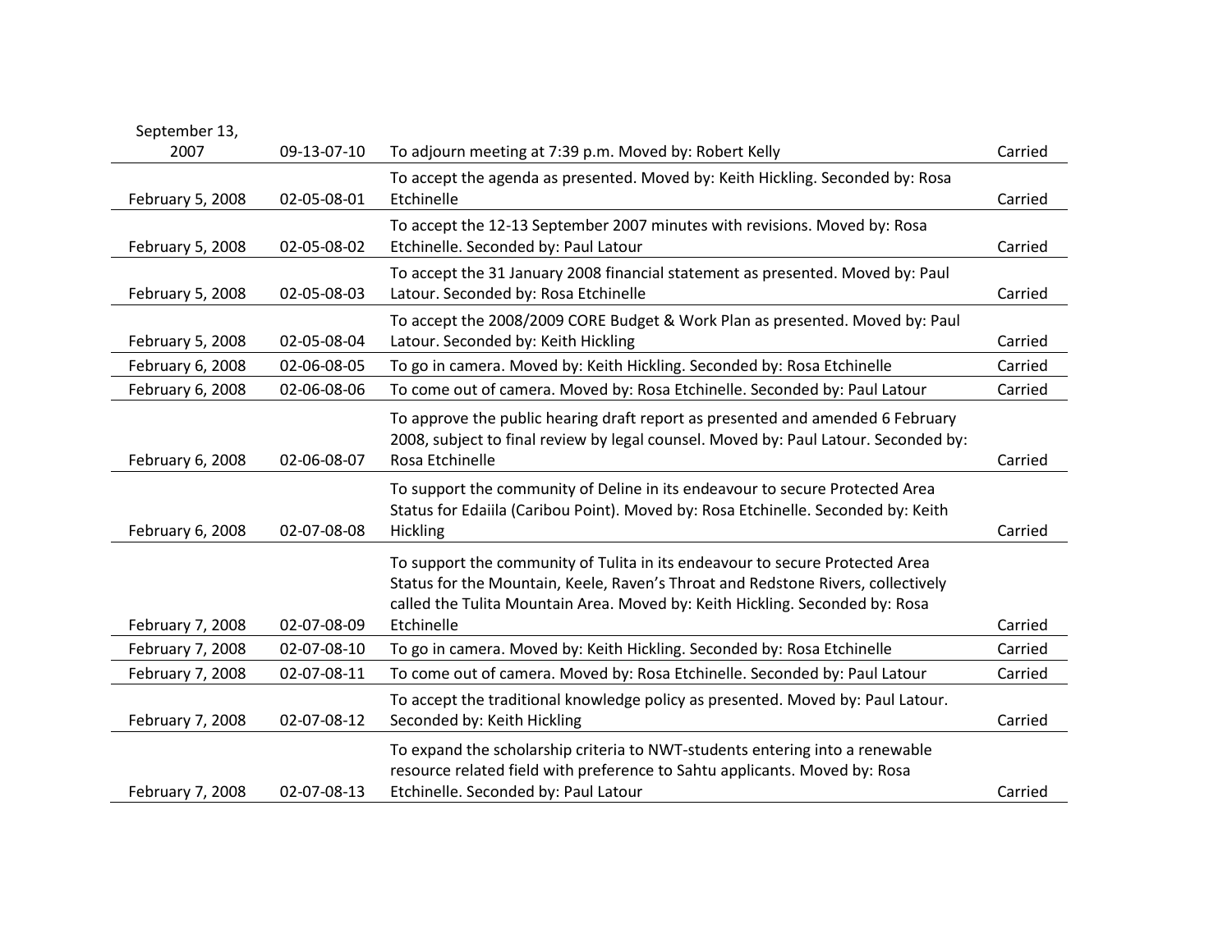| September 13, 2007 | 09-13-07-10 | To adjourn meeting at 7:39 p.m. Moved by: Robert Kelly | Carried |
|---|---|---|---|
| February 5, 2008 | 02-05-08-01 | To accept the agenda as presented. Moved by: Keith Hickling. Seconded by: Rosa Etchinelle | Carried |
| February 5, 2008 | 02-05-08-02 | To accept the 12-13 September 2007 minutes with revisions. Moved by: Rosa Etchinelle. Seconded by: Paul Latour | Carried |
| February 5, 2008 | 02-05-08-03 | To accept the 31 January 2008 financial statement as presented. Moved by: Paul Latour. Seconded by: Rosa Etchinelle | Carried |
| February 5, 2008 | 02-05-08-04 | To accept the 2008/2009 CORE Budget & Work Plan as presented. Moved by: Paul Latour. Seconded by: Keith Hickling | Carried |
| February 6, 2008 | 02-06-08-05 | To go in camera. Moved by: Keith Hickling. Seconded by: Rosa Etchinelle | Carried |
| February 6, 2008 | 02-06-08-06 | To come out of camera. Moved by: Rosa Etchinelle. Seconded by: Paul Latour | Carried |
| February 6, 2008 | 02-06-08-07 | To approve the public hearing draft report as presented and amended 6 February 2008, subject to final review by legal counsel. Moved by: Paul Latour. Seconded by: Rosa Etchinelle | Carried |
| February 6, 2008 | 02-07-08-08 | To support the community of Deline in its endeavour to secure Protected Area Status for Edaiila (Caribou Point). Moved by: Rosa Etchinelle. Seconded by: Keith Hickling | Carried |
| February 7, 2008 | 02-07-08-09 | To support the community of Tulita in its endeavour to secure Protected Area Status for the Mountain, Keele, Raven's Throat and Redstone Rivers, collectively called the Tulita Mountain Area. Moved by: Keith Hickling. Seconded by: Rosa Etchinelle | Carried |
| February 7, 2008 | 02-07-08-10 | To go in camera. Moved by: Keith Hickling. Seconded by: Rosa Etchinelle | Carried |
| February 7, 2008 | 02-07-08-11 | To come out of camera. Moved by: Rosa Etchinelle. Seconded by: Paul Latour | Carried |
| February 7, 2008 | 02-07-08-12 | To accept the traditional knowledge policy as presented. Moved by: Paul Latour. Seconded by: Keith Hickling | Carried |
| February 7, 2008 | 02-07-08-13 | To expand the scholarship criteria to NWT-students entering into a renewable resource related field with preference to Sahtu applicants. Moved by: Rosa Etchinelle. Seconded by: Paul Latour | Carried |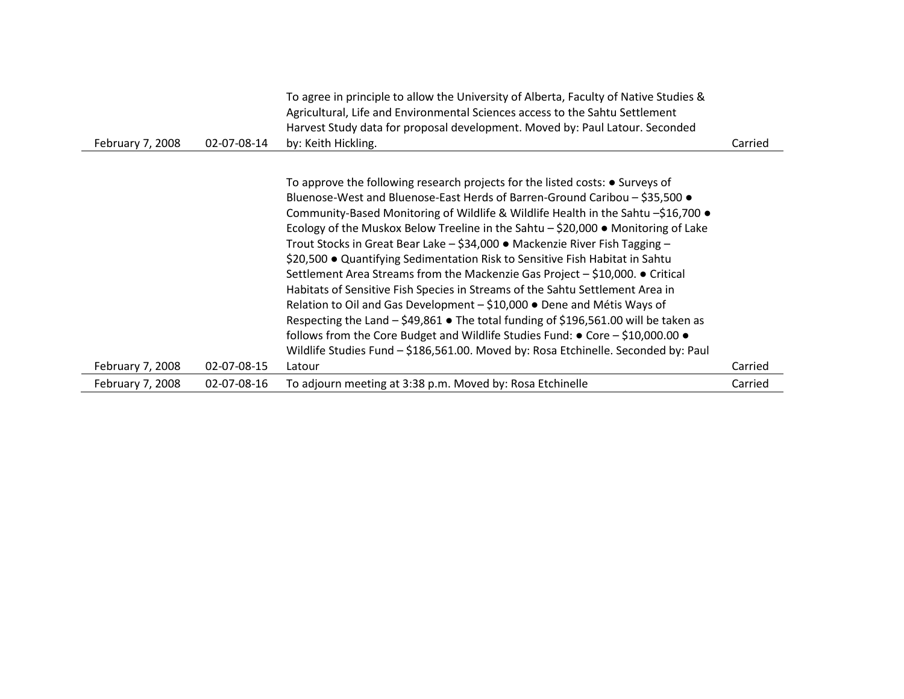| | | | |
|---|---|---|---|
| February 7, 2008 | 02-07-08-14 | To agree in principle to allow the University of Alberta, Faculty of Native Studies & Agricultural, Life and Environmental Sciences access to the Sahtu Settlement Harvest Study data for proposal development. Moved by: Paul Latour. Seconded by: Keith Hickling. | Carried |
| February 7, 2008 | 02-07-08-15 | To approve the following research projects for the listed costs: ● Surveys of Bluenose-West and Bluenose-East Herds of Barren-Ground Caribou – $35,500 ● Community-Based Monitoring of Wildlife & Wildlife Health in the Sahtu –$16,700 ● Ecology of the Muskox Below Treeline in the Sahtu – $20,000 ● Monitoring of Lake Trout Stocks in Great Bear Lake – $34,000 ● Mackenzie River Fish Tagging – $20,500 ● Quantifying Sedimentation Risk to Sensitive Fish Habitat in Sahtu Settlement Area Streams from the Mackenzie Gas Project – $10,000. ● Critical Habitats of Sensitive Fish Species in Streams of the Sahtu Settlement Area in Relation to Oil and Gas Development – $10,000 ● Dene and Métis Ways of Respecting the Land – $49,861 ● The total funding of $196,561.00 will be taken as follows from the Core Budget and Wildlife Studies Fund: ● Core – $10,000.00 ● Wildlife Studies Fund – $186,561.00. Moved by: Rosa Etchinelle. Seconded by: Paul Latour | Carried |
| February 7, 2008 | 02-07-08-16 | To adjourn meeting at 3:38 p.m. Moved by: Rosa Etchinelle | Carried |